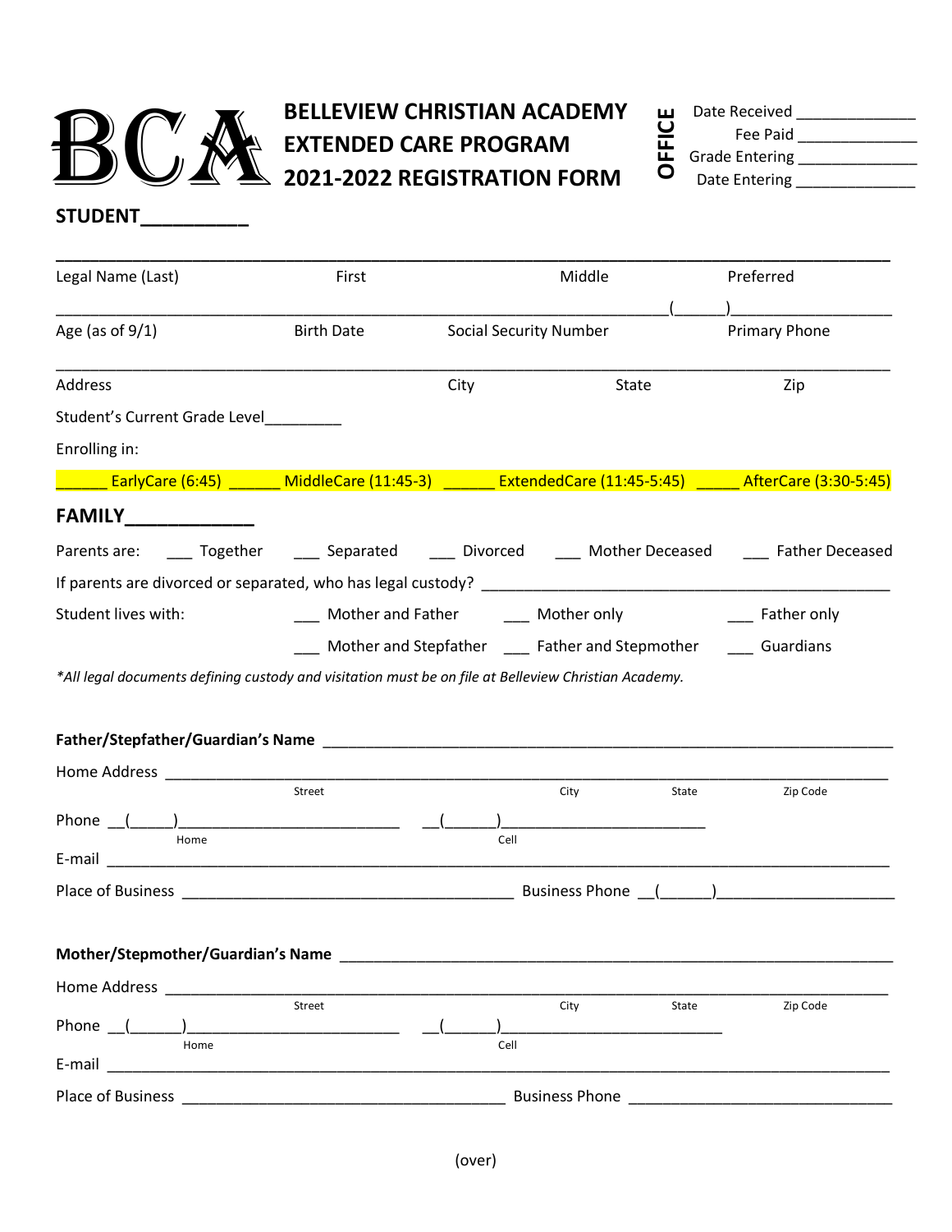# BCA

## BELLEVIEW CHRISTIAN ACADEMY
## EXTENDED CARE PROGRAM
## 2021-2022 REGISTRATION FORM

**OFFICE**

Date Received ____________

Fee Paid ____________

Grade Entering ____________

Date Entering ____________

## STUDENT_________

___________________________________________________________________________

Legal Name (Last) First Middle Preferred

_______________________________________________________________(______)_______________

Age (as of 9/1) Birth Date Social Security Number Primary Phone

___________________________________________________________________________

Address City State Zip

Student's Current Grade Level_________

Enrolling in:

______ EarlyCare (6:45) ______ MiddleCare (11:45-3) ______ ExtendedCare (11:45-5:45) _____ AfterCare (3:30-5:45)

## FAMILY____________

Parents are: ___ Together ___ Separated ___ Divorced ___ Mother Deceased ___ Father Deceased

If parents are divorced or separated, who has legal custody? ______________________________________________

Student lives with: ___ Mother and Father ___ Mother only ___ Father only

___ Mother and Stepfather ___ Father and Stepmother ___ Guardians

*\*All legal documents defining custody and visitation must be on file at Belleview Christian Academy.*

**Father/Stepfather/Guardian's Name** ______________________________________________________________

Home Address ______________________________________________________________________________
Street City State Zip Code

Phone __(_____)________________________ __(______)________________________
Home Cell

E-mail ____________________________________________________________________________________

Place of Business ______________________________________ Business Phone __(______)____________________

**Mother/Stepmother/Guardian's Name** ____________________________________________________________

Home Address ______________________________________________________________________________
Street City State Zip Code

Phone __(______)________________________ __(______)__________________________
Home Cell

E-mail ____________________________________________________________________________________

Place of Business _____________________________________ Business Phone ______________________________

(over)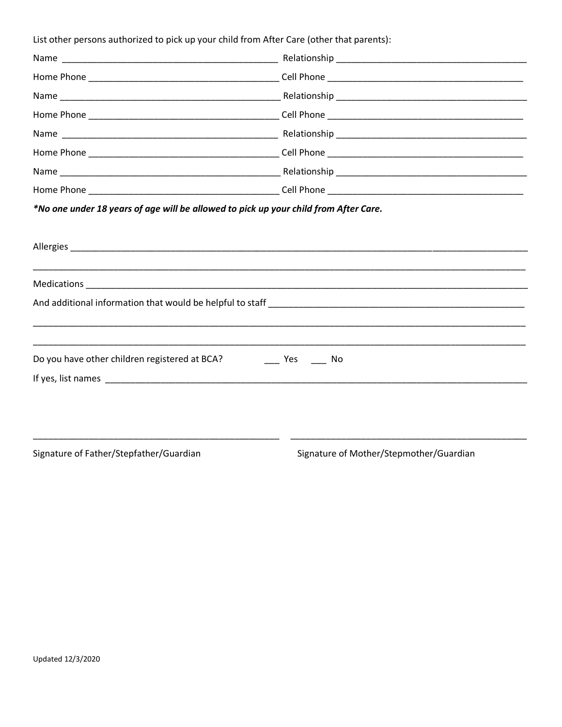List other persons authorized to pick up your child from After Care (other that parents):

Name ___________________________________________ Relationship _____________________________________

Home Phone ______________________________________ Cell Phone _______________________________________

Name ___________________________________________ Relationship _____________________________________

Home Phone ______________________________________ Cell Phone _______________________________________

Name ___________________________________________ Relationship _____________________________________

Home Phone ______________________________________ Cell Phone _______________________________________

Name ___________________________________________ Relationship _____________________________________

Home Phone ______________________________________ Cell Phone _______________________________________

***No one under 18 years of age will be allowed to pick up your child from After Care.***

Allergies _____________________________________________________________________________________________

______________________________________________________________________________________________________

Medications ___________________________________________________________________________________________

And additional information that would be helpful to staff ____________________________________________________

______________________________________________________________________________________________________

______________________________________________________________________________________________________

Do you have other children registered at BCA? ___ Yes ___ No

If yes, list names ______________________________________________________________________________________

_________________________________________________ _____________________________________________

Signature of Father/Stepfather/Guardian Signature of Mother/Stepmother/Guardian

Updated 12/3/2020